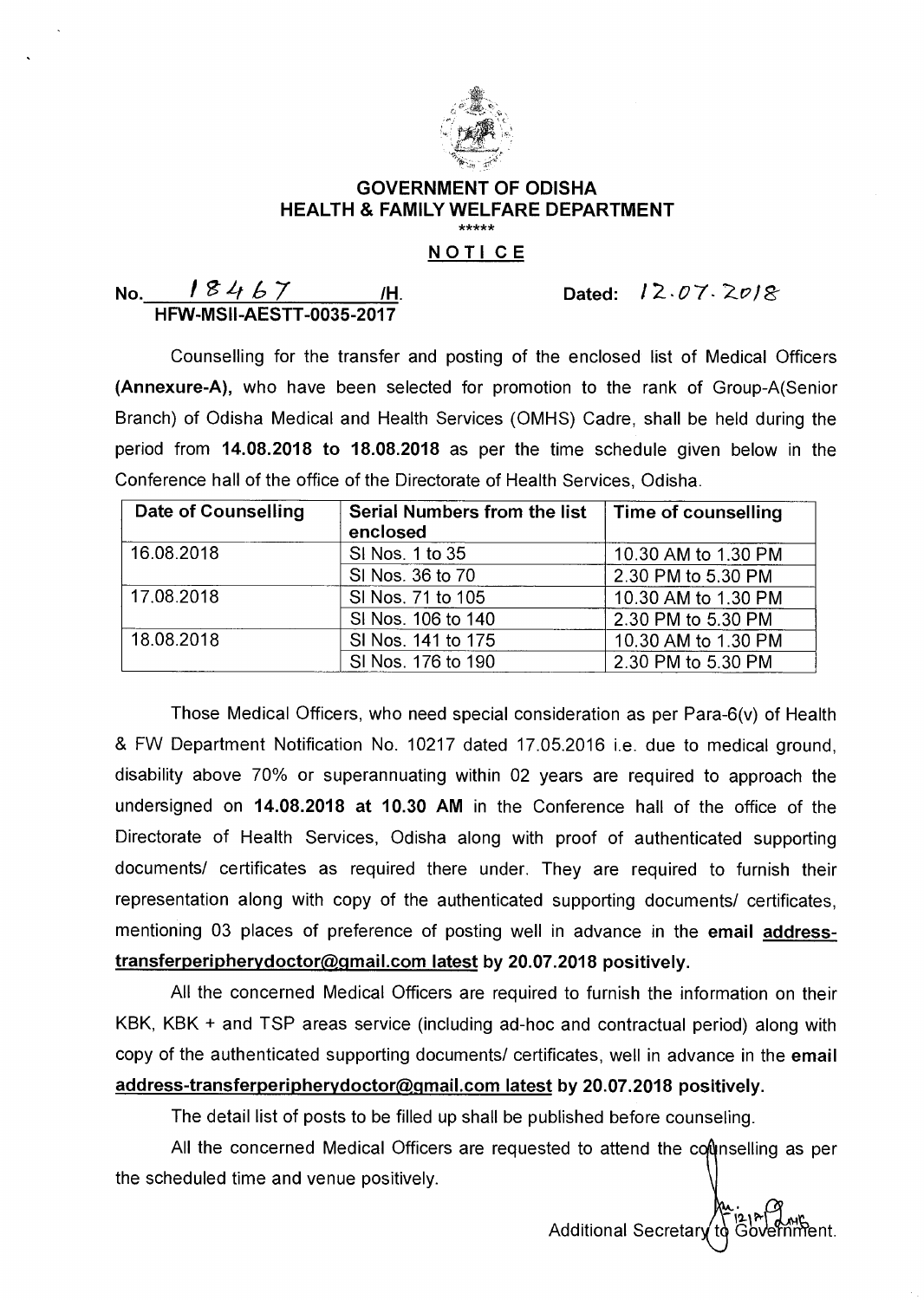# GOVERNMENT OF ODISHA
## HEALTH & FAMILY WELFARE DEPARTMENT

*****

**NOTICE**

No. 18467 /H. Dated: 12.07.2018

HFW-MSII-AESTT-0035-2017

Counselling for the transfer and posting of the enclosed list of Medical Officers **(Annexure-A)**, who have been selected for promotion to the rank of Group-A(Senior Branch) of Odisha Medical and Health Services (OMHS) Cadre, shall be held during the period from **14.08.2018 to 18.08.2018** as per the time schedule given below in the Conference hall of the office of the Directorate of Health Services, Odisha.

| Date of Counselling | Serial Numbers from the list enclosed | Time of counselling |
|---|---|---|
| 16.08.2018 | Sl Nos. 1 to 35 | 10.30 AM to 1.30 PM |
| | Sl Nos. 36 to 70 | 2.30 PM to 5.30 PM |
| 17.08.2018 | Sl Nos. 71 to 105 | 10.30 AM to 1.30 PM |
| | Sl Nos. 106 to 140 | 2.30 PM to 5.30 PM |
| 18.08.2018 | Sl Nos. 141 to 175 | 10.30 AM to 1.30 PM |
| | Sl Nos. 176 to 190 | 2.30 PM to 5.30 PM |

Those Medical Officers, who need special consideration as per Para-6(v) of Health & FW Department Notification No. 10217 dated 17.05.2016 i.e. due to medical ground, disability above 70% or superannuating within 02 years are required to approach the undersigned on **14.08.2018 at 10.30 AM** in the Conference hall of the office of the Directorate of Health Services, Odisha along with proof of authenticated supporting documents/ certificates as required there under. They are required to furnish their representation along with copy of the authenticated supporting documents/ certificates, mentioning 03 places of preference of posting well in advance in the **email address-transferperipherydoctor@gmail.com latest by 20.07.2018 positively.**

All the concerned Medical Officers are required to furnish the information on their KBK, KBK + and TSP areas service (including ad-hoc and contractual period) along with copy of the authenticated supporting documents/ certificates, well in advance in the **email address-transferperipherydoctor@gmail.com latest by 20.07.2018 positively.**

The detail list of posts to be filled up shall be published before counseling.

All the concerned Medical Officers are requested to attend the counselling as per the scheduled time and venue positively.

Additional Secretary to Government.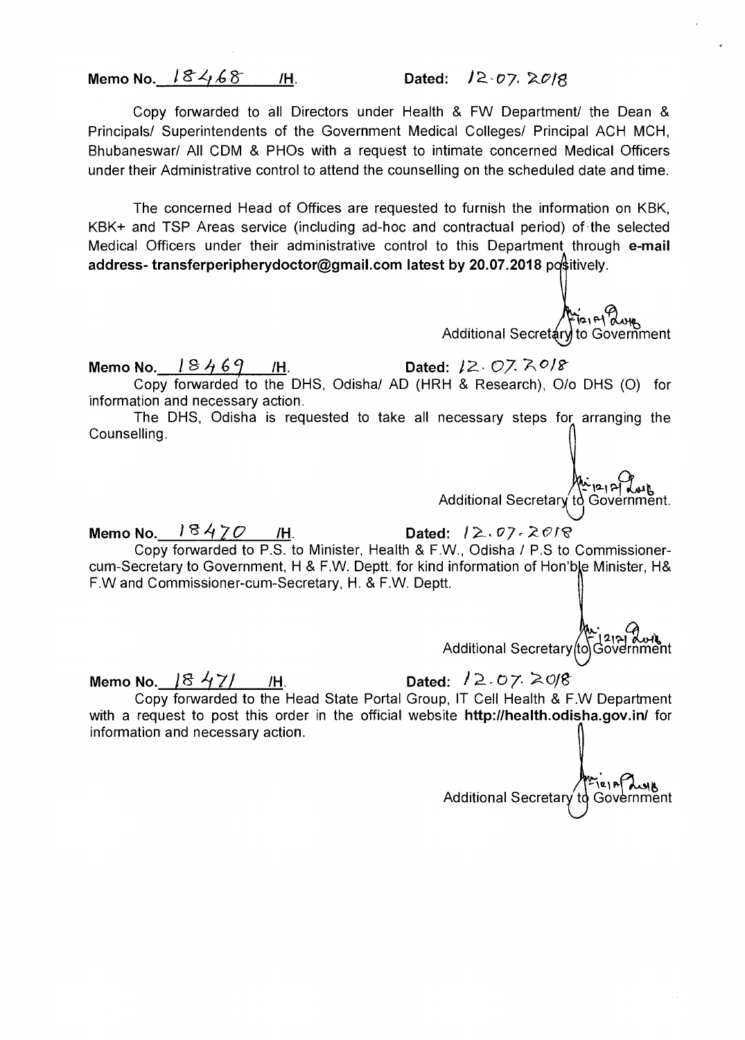**Memo No.** 18468 **/H.** **Dated:** 12.07.2018

Copy forwarded to all Directors under Health & FW Department/ the Dean & Principals/ Superintendents of the Government Medical Colleges/ Principal ACH MCH, Bhubaneswar/ All CDM & PHOs with a request to intimate concerned Medical Officers under their Administrative control to attend the counselling on the scheduled date and time.

The concerned Head of Offices are requested to furnish the information on KBK, KBK+ and TSP Areas service (including ad-hoc and contractual period) of the selected Medical Officers under their administrative control to this Department through **e-mail address- transferperipherydoctor@gmail.com latest by 20.07.2018** positively.

Additional Secretary to Government

**Memo No.** 18469 **/H.** **Dated:** 12.07.2018

Copy forwarded to the DHS, Odisha/ AD (HRH & Research), O/o DHS (O) for information and necessary action.

The DHS, Odisha is requested to take all necessary steps for arranging the Counselling.

Additional Secretary to Government.

**Memo No.** 18470 **/H.** **Dated:** 12.07.2018

Copy forwarded to P.S. to Minister, Health & F.W., Odisha / P.S to Commissioner-cum-Secretary to Government, H & F.W. Deptt. for kind information of Hon'ble Minister, H& F.W and Commissioner-cum-Secretary, H. & F.W. Deptt.

Additional Secretary to Government

**Memo No.** 18471 **/H.** **Dated:** 12.07.2018

Copy forwarded to the Head State Portal Group, IT Cell Health & F.W Department with a request to post this order in the official website **http://health.odisha.gov.in/** for information and necessary action.

Additional Secretary to Government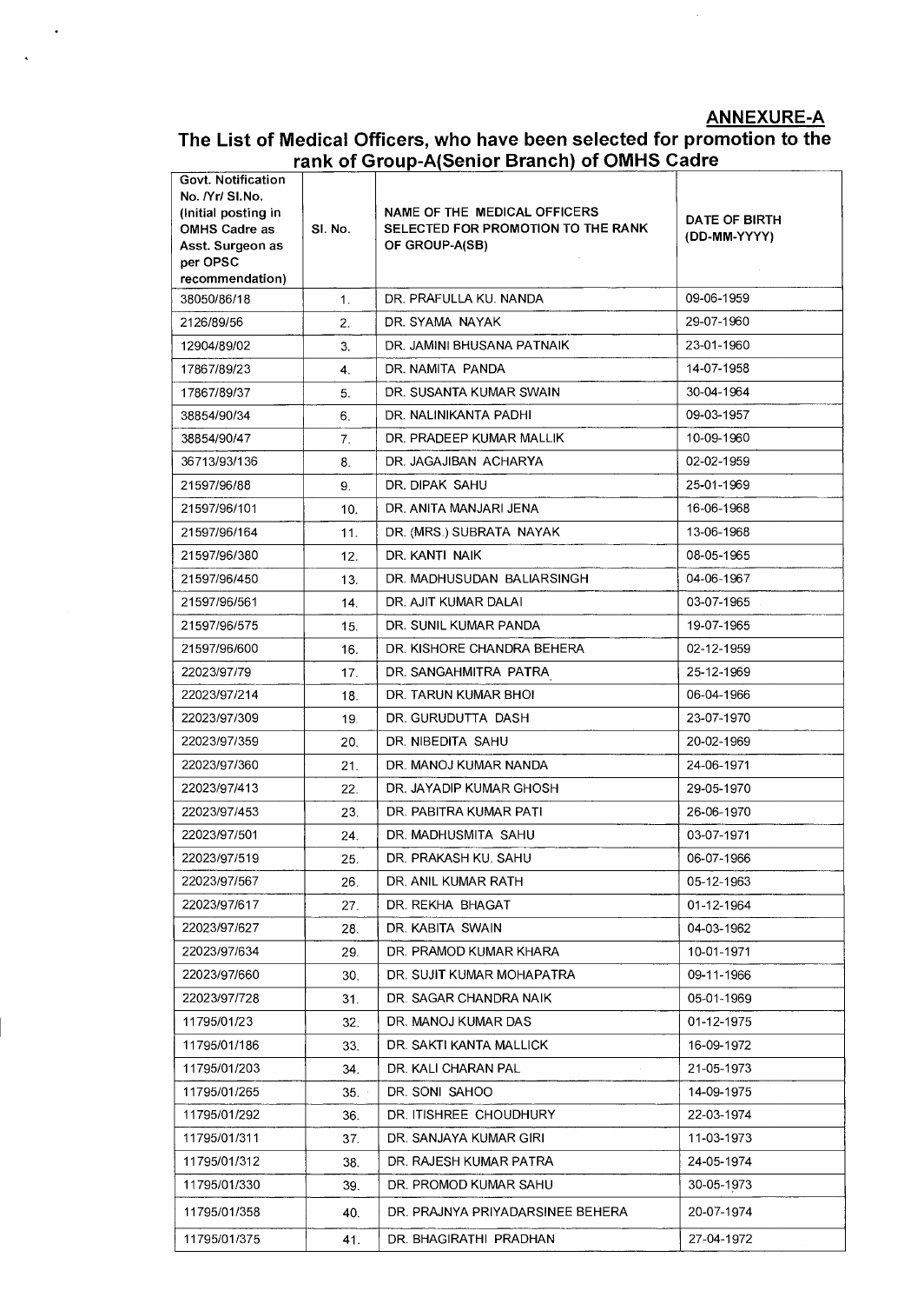## ANNEXURE-A

## The List of Medical Officers, who have been selected for promotion to the rank of Group-A(Senior Branch) of OMHS Cadre

| Govt. Notification No. /Yr/ Sl.No. (Initial posting in OMHS Cadre as Asst. Surgeon as per OPSC recommendation) | Sl. No. | NAME OF THE MEDICAL OFFICERS SELECTED FOR PROMOTION TO THE RANK OF GROUP-A(SB) | DATE OF BIRTH (DD-MM-YYYY) |
|---|---|---|---|
| 38050/86/18 | 1. | DR. PRAFULLA KU. NANDA | 09-06-1959 |
| 2126/89/56 | 2. | DR. SYAMA NAYAK | 29-07-1960 |
| 12904/89/02 | 3. | DR. JAMINI BHUSANA PATNAIK | 23-01-1960 |
| 17867/89/23 | 4. | DR. NAMITA PANDA | 14-07-1958 |
| 17867/89/37 | 5. | DR. SUSANTA KUMAR SWAIN | 30-04-1964 |
| 38854/90/34 | 6. | DR. NALINIKANTA PADHI | 09-03-1957 |
| 38854/90/47 | 7. | DR. PRADEEP KUMAR MALLIK | 10-09-1960 |
| 36713/93/136 | 8. | DR. JAGAJIBAN ACHARYA | 02-02-1959 |
| 21597/96/88 | 9. | DR. DIPAK SAHU | 25-01-1969 |
| 21597/96/101 | 10. | DR. ANITA MANJARI JENA | 16-06-1968 |
| 21597/96/164 | 11. | DR. (MRS.) SUBRATA NAYAK | 13-06-1968 |
| 21597/96/380 | 12. | DR. KANTI NAIK | 08-05-1965 |
| 21597/96/450 | 13. | DR. MADHUSUDAN BALIARSINGH | 04-06-1967 |
| 21597/96/561 | 14. | DR. AJIT KUMAR DALAI | 03-07-1965 |
| 21597/96/575 | 15. | DR. SUNIL KUMAR PANDA | 19-07-1965 |
| 21597/96/600 | 16. | DR. KISHORE CHANDRA BEHERA | 02-12-1959 |
| 22023/97/79 | 17. | DR. SANGAHMITRA PATRA | 25-12-1969 |
| 22023/97/214 | 18. | DR. TARUN KUMAR BHOI | 06-04-1966 |
| 22023/97/309 | 19. | DR. GURUDUTTA DASH | 23-07-1970 |
| 22023/97/359 | 20. | DR. NIBEDITA SAHU | 20-02-1969 |
| 22023/97/360 | 21. | DR. MANOJ KUMAR NANDA | 24-06-1971 |
| 22023/97/413 | 22. | DR. JAYADIP KUMAR GHOSH | 29-05-1970 |
| 22023/97/453 | 23. | DR. PABITRA KUMAR PATI | 26-06-1970 |
| 22023/97/501 | 24. | DR. MADHUSMITA SAHU | 03-07-1971 |
| 22023/97/519 | 25. | DR. PRAKASH KU. SAHU | 06-07-1966 |
| 22023/97/567 | 26. | DR. ANIL KUMAR RATH | 05-12-1963 |
| 22023/97/617 | 27. | DR. REKHA BHAGAT | 01-12-1964 |
| 22023/97/627 | 28. | DR. KABITA SWAIN | 04-03-1962 |
| 22023/97/634 | 29. | DR. PRAMOD KUMAR KHARA | 10-01-1971 |
| 22023/97/660 | 30. | DR. SUJIT KUMAR MOHAPATRA | 09-11-1966 |
| 22023/97/728 | 31. | DR. SAGAR CHANDRA NAIK | 05-01-1969 |
| 11795/01/23 | 32. | DR. MANOJ KUMAR DAS | 01-12-1975 |
| 11795/01/186 | 33. | DR. SAKTI KANTA MALLICK | 16-09-1972 |
| 11795/01/203 | 34. | DR. KALI CHARAN PAL | 21-05-1973 |
| 11795/01/265 | 35. | DR. SONI SAHOO | 14-09-1975 |
| 11795/01/292 | 36. | DR. ITISHREE CHOUDHURY | 22-03-1974 |
| 11795/01/311 | 37. | DR. SANJAYA KUMAR GIRI | 11-03-1973 |
| 11795/01/312 | 38. | DR. RAJESH KUMAR PATRA | 24-05-1974 |
| 11795/01/330 | 39. | DR. PROMOD KUMAR SAHU | 30-05-1973 |
| 11795/01/358 | 40. | DR. PRAJNYA PRIYADARSINEE BEHERA | 20-07-1974 |
| 11795/01/375 | 41. | DR. BHAGIRATHI PRADHAN | 27-04-1972 |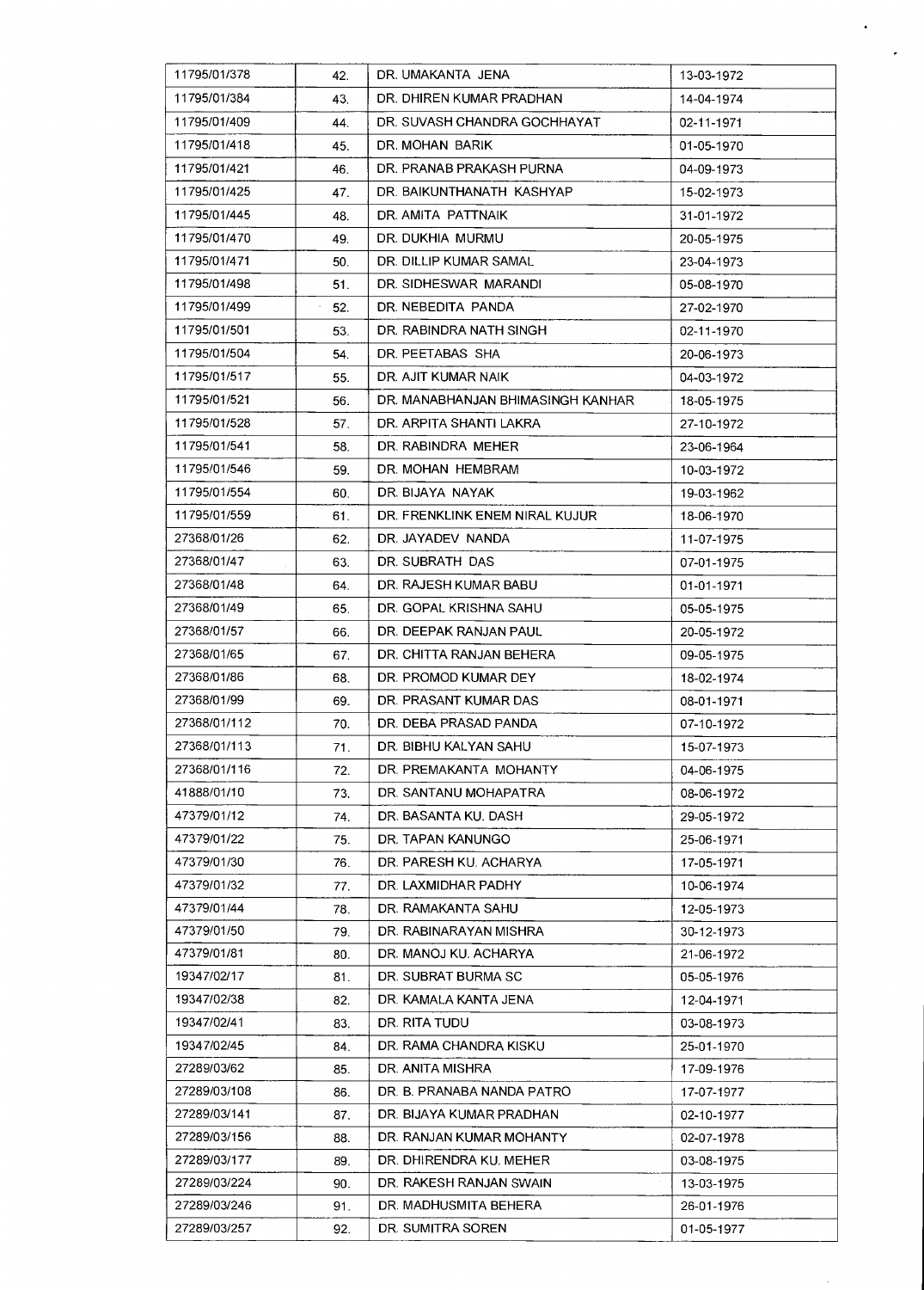| | | | |
|---|---|---|---|
| 11795/01/378 | 42. | DR. UMAKANTA JENA | 13-03-1972 |
| 11795/01/384 | 43. | DR. DHIREN KUMAR PRADHAN | 14-04-1974 |
| 11795/01/409 | 44. | DR. SUVASH CHANDRA GOCHHAYAT | 02-11-1971 |
| 11795/01/418 | 45. | DR. MOHAN BARIK | 01-05-1970 |
| 11795/01/421 | 46. | DR. PRANAB PRAKASH PURNA | 04-09-1973 |
| 11795/01/425 | 47. | DR. BAIKUNTHANATH KASHYAP | 15-02-1973 |
| 11795/01/445 | 48. | DR. AMITA PATTNAIK | 31-01-1972 |
| 11795/01/470 | 49. | DR. DUKHIA MURMU | 20-05-1975 |
| 11795/01/471 | 50. | DR. DILLIP KUMAR SAMAL | 23-04-1973 |
| 11795/01/498 | 51. | DR. SIDHESWAR MARANDI | 05-08-1970 |
| 11795/01/499 | 52. | DR. NEBEDITA PANDA | 27-02-1970 |
| 11795/01/501 | 53. | DR. RABINDRA NATH SINGH | 02-11-1970 |
| 11795/01/504 | 54. | DR. PEETABAS SHA | 20-06-1973 |
| 11795/01/517 | 55. | DR. AJIT KUMAR NAIK | 04-03-1972 |
| 11795/01/521 | 56. | DR. MANABHANJAN BHIMASINGH KANHAR | 18-05-1975 |
| 11795/01/528 | 57. | DR. ARPITA SHANTI LAKRA | 27-10-1972 |
| 11795/01/541 | 58. | DR. RABINDRA MEHER | 23-06-1964 |
| 11795/01/546 | 59. | DR. MOHAN HEMBRAM | 10-03-1972 |
| 11795/01/554 | 60. | DR. BIJAYA NAYAK | 19-03-1962 |
| 11795/01/559 | 61. | DR. FRENKLINK ENEM NIRAL KUJUR | 18-06-1970 |
| 27368/01/26 | 62. | DR. JAYADEV NANDA | 11-07-1975 |
| 27368/01/47 | 63. | DR. SUBRATH DAS | 07-01-1975 |
| 27368/01/48 | 64. | DR. RAJESH KUMAR BABU | 01-01-1971 |
| 27368/01/49 | 65. | DR. GOPAL KRISHNA SAHU | 05-05-1975 |
| 27368/01/57 | 66. | DR. DEEPAK RANJAN PAUL | 20-05-1972 |
| 27368/01/65 | 67. | DR. CHITTA RANJAN BEHERA | 09-05-1975 |
| 27368/01/86 | 68. | DR. PROMOD KUMAR DEY | 18-02-1974 |
| 27368/01/99 | 69. | DR. PRASANT KUMAR DAS | 08-01-1971 |
| 27368/01/112 | 70. | DR. DEBA PRASAD PANDA | 07-10-1972 |
| 27368/01/113 | 71. | DR. BIBHU KALYAN SAHU | 15-07-1973 |
| 27368/01/116 | 72. | DR. PREMAKANTA MOHANTY | 04-06-1975 |
| 41888/01/10 | 73. | DR. SANTANU MOHAPATRA | 08-06-1972 |
| 47379/01/12 | 74. | DR. BASANTA KU. DASH | 29-05-1972 |
| 47379/01/22 | 75. | DR. TAPAN KANUNGO | 25-06-1971 |
| 47379/01/30 | 76. | DR. PARESH KU. ACHARYA | 17-05-1971 |
| 47379/01/32 | 77. | DR. LAXMIDHAR PADHY | 10-06-1974 |
| 47379/01/44 | 78. | DR. RAMAKANTA SAHU | 12-05-1973 |
| 47379/01/50 | 79. | DR. RABINARAYAN MISHRA | 30-12-1973 |
| 47379/01/81 | 80. | DR. MANOJ KU. ACHARYA | 21-06-1972 |
| 19347/02/17 | 81. | DR. SUBRAT BURMA SC | 05-05-1976 |
| 19347/02/38 | 82. | DR. KAMALA KANTA JENA | 12-04-1971 |
| 19347/02/41 | 83. | DR. RITA TUDU | 03-08-1973 |
| 19347/02/45 | 84. | DR. RAMA CHANDRA KISKU | 25-01-1970 |
| 27289/03/62 | 85. | DR. ANITA MISHRA | 17-09-1976 |
| 27289/03/108 | 86. | DR. B. PRANABA NANDA PATRO | 17-07-1977 |
| 27289/03/141 | 87. | DR. BIJAYA KUMAR PRADHAN | 02-10-1977 |
| 27289/03/156 | 88. | DR. RANJAN KUMAR MOHANTY | 02-07-1978 |
| 27289/03/177 | 89. | DR. DHIRENDRA KU. MEHER | 03-08-1975 |
| 27289/03/224 | 90. | DR. RAKESH RANJAN SWAIN | 13-03-1975 |
| 27289/03/246 | 91. | DR. MADHUSMITA BEHERA | 26-01-1976 |
| 27289/03/257 | 92. | DR. SUMITRA SOREN | 01-05-1977 |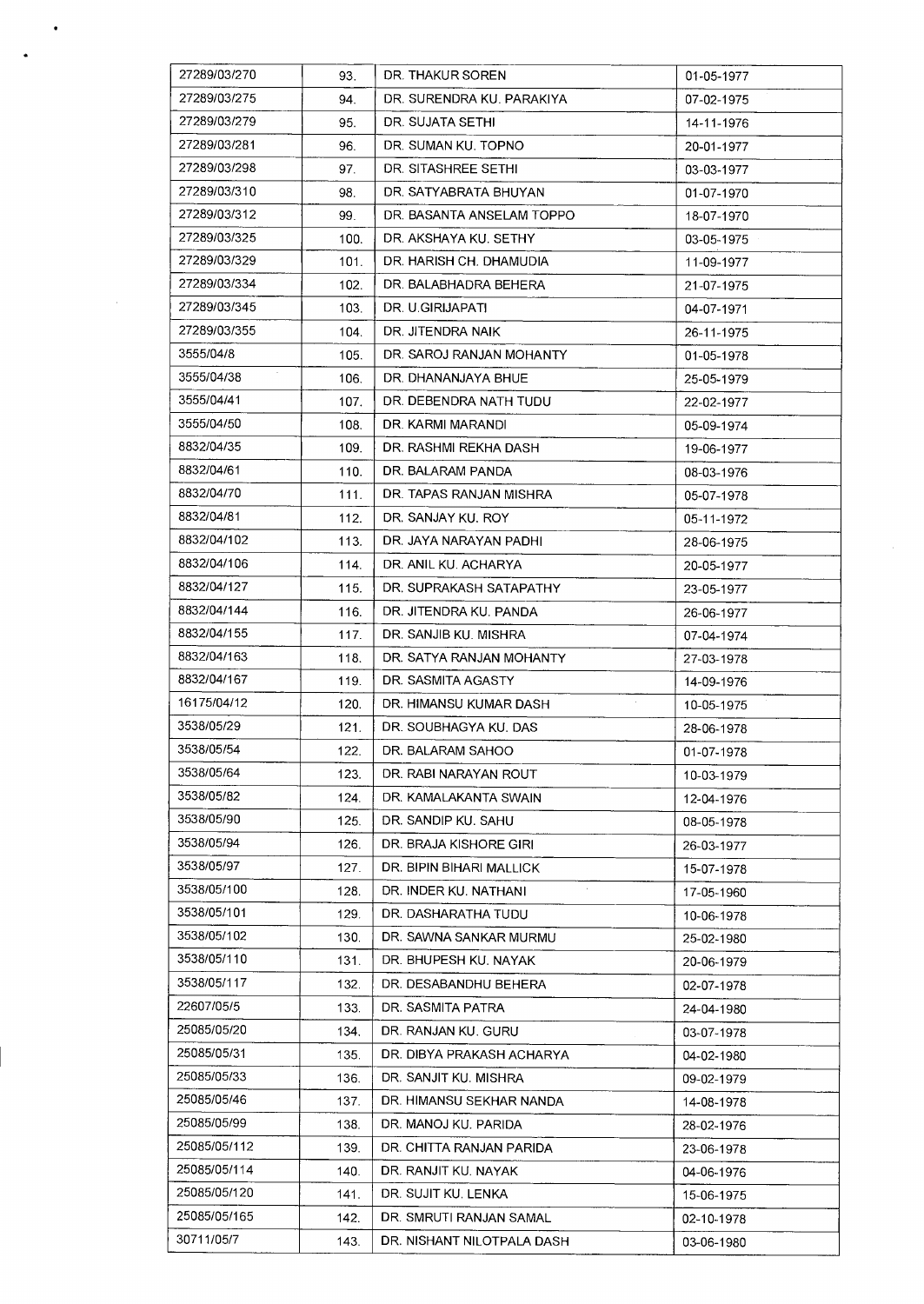| | | | |
|---|---|---|---|
| 27289/03/270 | 93. | DR. THAKUR SOREN | 01-05-1977 |
| 27289/03/275 | 94. | DR. SURENDRA KU. PARAKIYA | 07-02-1975 |
| 27289/03/279 | 95. | DR. SUJATA SETHI | 14-11-1976 |
| 27289/03/281 | 96. | DR. SUMAN KU. TOPNO | 20-01-1977 |
| 27289/03/298 | 97. | DR. SITASHREE SETHI | 03-03-1977 |
| 27289/03/310 | 98. | DR. SATYABRATA BHUYAN | 01-07-1970 |
| 27289/03/312 | 99. | DR. BASANTA ANSELAM TOPPO | 18-07-1970 |
| 27289/03/325 | 100. | DR. AKSHAYA KU. SETHY | 03-05-1975 |
| 27289/03/329 | 101. | DR. HARISH CH. DHAMUDIA | 11-09-1977 |
| 27289/03/334 | 102. | DR. BALABHADRA BEHERA | 21-07-1975 |
| 27289/03/345 | 103. | DR. U.GIRIJAPATI | 04-07-1971 |
| 27289/03/355 | 104. | DR. JITENDRA NAIK | 26-11-1975 |
| 3555/04/8 | 105. | DR. SAROJ RANJAN MOHANTY | 01-05-1978 |
| 3555/04/38 | 106. | DR. DHANANJAYA BHUE | 25-05-1979 |
| 3555/04/41 | 107. | DR. DEBENDRA NATH TUDU | 22-02-1977 |
| 3555/04/50 | 108. | DR. KARMI MARANDI | 05-09-1974 |
| 8832/04/35 | 109. | DR. RASHMI REKHA DASH | 19-06-1977 |
| 8832/04/61 | 110. | DR. BALARAM PANDA | 08-03-1976 |
| 8832/04/70 | 111. | DR. TAPAS RANJAN MISHRA | 05-07-1978 |
| 8832/04/81 | 112. | DR. SANJAY KU. ROY | 05-11-1972 |
| 8832/04/102 | 113. | DR. JAYA NARAYAN PADHI | 28-06-1975 |
| 8832/04/106 | 114. | DR. ANIL KU. ACHARYA | 20-05-1977 |
| 8832/04/127 | 115. | DR. SUPRAKASH SATAPATHY | 23-05-1977 |
| 8832/04/144 | 116. | DR. JITENDRA KU. PANDA | 26-06-1977 |
| 8832/04/155 | 117. | DR. SANJIB KU. MISHRA | 07-04-1974 |
| 8832/04/163 | 118. | DR. SATYA RANJAN MOHANTY | 27-03-1978 |
| 8832/04/167 | 119. | DR. SASMITA AGASTY | 14-09-1976 |
| 16175/04/12 | 120. | DR. HIMANSU KUMAR DASH | 10-05-1975 |
| 3538/05/29 | 121. | DR. SOUBHAGYA KU. DAS | 28-06-1978 |
| 3538/05/54 | 122. | DR. BALARAM SAHOO | 01-07-1978 |
| 3538/05/64 | 123. | DR. RABI NARAYAN ROUT | 10-03-1979 |
| 3538/05/82 | 124. | DR. KAMALAKANTA SWAIN | 12-04-1976 |
| 3538/05/90 | 125. | DR. SANDIP KU. SAHU | 08-05-1978 |
| 3538/05/94 | 126. | DR. BRAJA KISHORE GIRI | 26-03-1977 |
| 3538/05/97 | 127. | DR. BIPIN BIHARI MALLICK | 15-07-1978 |
| 3538/05/100 | 128. | DR. INDER KU. NATHANI | 17-05-1960 |
| 3538/05/101 | 129. | DR. DASHARATHA TUDU | 10-06-1978 |
| 3538/05/102 | 130. | DR. SAWNA SANKAR MURMU | 25-02-1980 |
| 3538/05/110 | 131. | DR. BHUPESH KU. NAYAK | 20-06-1979 |
| 3538/05/117 | 132. | DR. DESABANDHU BEHERA | 02-07-1978 |
| 22607/05/5 | 133. | DR. SASMITA PATRA | 24-04-1980 |
| 25085/05/20 | 134. | DR. RANJAN KU. GURU | 03-07-1978 |
| 25085/05/31 | 135. | DR. DIBYA PRAKASH ACHARYA | 04-02-1980 |
| 25085/05/33 | 136. | DR. SANJIT KU. MISHRA | 09-02-1979 |
| 25085/05/46 | 137. | DR. HIMANSU SEKHAR NANDA | 14-08-1978 |
| 25085/05/99 | 138. | DR. MANOJ KU. PARIDA | 28-02-1976 |
| 25085/05/112 | 139. | DR. CHITTA RANJAN PARIDA | 23-06-1978 |
| 25085/05/114 | 140. | DR. RANJIT KU. NAYAK | 04-06-1976 |
| 25085/05/120 | 141. | DR. SUJIT KU. LENKA | 15-06-1975 |
| 25085/05/165 | 142. | DR. SMRUTI RANJAN SAMAL | 02-10-1978 |
| 30711/05/7 | 143. | DR. NISHANT NILOTPALA DASH | 03-06-1980 |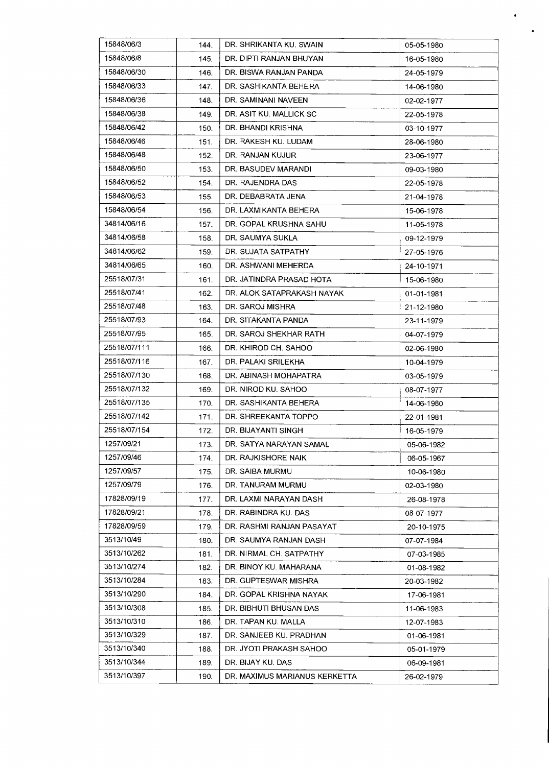| | | | |
|---|---|---|---|
| 15848/06/3 | 144. | DR. SHRIKANTA KU. SWAIN | 05-05-1980 |
| 15848/06/8 | 145. | DR. DIPTI RANJAN BHUYAN | 16-05-1980 |
| 15848/06/30 | 146. | DR. BISWA RANJAN PANDA | 24-05-1979 |
| 15848/06/33 | 147. | DR. SASHIKANTA BEHERA | 14-06-1980 |
| 15848/06/36 | 148. | DR. SAMINANI NAVEEN | 02-02-1977 |
| 15848/06/38 | 149. | DR. ASIT KU. MALLICK SC | 22-05-1978 |
| 15848/06/42 | 150. | DR. BHANDI KRISHNA | 03-10-1977 |
| 15848/06/46 | 151. | DR. RAKESH KU. LUDAM | 28-06-1980 |
| 15848/06/48 | 152. | DR. RANJAN KUJUR | 23-06-1977 |
| 15848/06/50 | 153. | DR. BASUDEV MARANDI | 09-03-1980 |
| 15848/06/52 | 154. | DR. RAJENDRA DAS | 22-05-1978 |
| 15848/06/53 | 155. | DR. DEBABRATA JENA | 21-04-1978 |
| 15848/06/54 | 156. | DR. LAXMIKANTA BEHERA | 15-06-1978 |
| 34814/06/16 | 157. | DR. GOPAL KRUSHNA SAHU | 11-05-1978 |
| 34814/06/58 | 158. | DR. SAUMYA SUKLA | 09-12-1979 |
| 34814/06/62 | 159. | DR. SUJATA SATPATHY | 27-05-1976 |
| 34814/06/65 | 160. | DR. ASHWANI MEHERDA | 24-10-1971 |
| 25518/07/31 | 161. | DR. JATINDRA PRASAD HOTA | 15-06-1980 |
| 25518/07/41 | 162. | DR. ALOK SATAPRAKASH NAYAK | 01-01-1981 |
| 25518/07/48 | 163. | DR. SAROJ MISHRA | 21-12-1980 |
| 25518/07/93 | 164. | DR. SITAKANTA PANDA | 23-11-1979 |
| 25518/07/95 | 165. | DR. SAROJ SHEKHAR RATH | 04-07-1979 |
| 25518/07/111 | 166. | DR. KHIROD CH. SAHOO | 02-06-1980 |
| 25518/07/116 | 167. | DR. PALAKI SRILEKHA | 10-04-1979 |
| 25518/07/130 | 168. | DR. ABINASH MOHAPATRA | 03-05-1979 |
| 25518/07/132 | 169. | DR. NIROD KU. SAHOO | 08-07-1977 |
| 25518/07/135 | 170. | DR. SASHIKANTA BEHERA | 14-06-1980 |
| 25518/07/142 | 171. | DR. SHREEKANTA TOPPO | 22-01-1981 |
| 25518/07/154 | 172. | DR. BIJAYANTI SINGH | 16-05-1979 |
| 1257/09/21 | 173. | DR. SATYA NARAYAN SAMAL | 05-06-1982 |
| 1257/09/46 | 174. | DR. RAJKISHORE NAIK | 06-05-1967 |
| 1257/09/57 | 175. | DR. SAIBA MURMU | 10-06-1980 |
| 1257/09/79 | 176. | DR. TANURAM MURMU | 02-03-1980 |
| 17828/09/19 | 177. | DR. LAXMI NARAYAN DASH | 26-08-1978 |
| 17828/09/21 | 178. | DR. RABINDRA KU. DAS | 08-07-1977 |
| 17828/09/59 | 179. | DR. RASHMI RANJAN PASAYAT | 20-10-1975 |
| 3513/10/49 | 180. | DR. SAUMYA RANJAN DASH | 07-07-1984 |
| 3513/10/262 | 181. | DR. NIRMAL CH. SATPATHY | 07-03-1985 |
| 3513/10/274 | 182. | DR. BINOY KU. MAHARANA | 01-08-1982 |
| 3513/10/284 | 183. | DR. GUPTESWAR MISHRA | 20-03-1982 |
| 3513/10/290 | 184. | DR. GOPAL KRISHNA NAYAK | 17-06-1981 |
| 3513/10/308 | 185. | DR. BIBHUTI BHUSAN DAS | 11-06-1983 |
| 3513/10/310 | 186. | DR. TAPAN KU. MALLA | 12-07-1983 |
| 3513/10/329 | 187. | DR. SANJEEB KU. PRADHAN | 01-06-1981 |
| 3513/10/340 | 188. | DR. JYOTI PRAKASH SAHOO | 05-01-1979 |
| 3513/10/344 | 189. | DR. BIJAY KU. DAS | 06-09-1981 |
| 3513/10/397 | 190. | DR. MAXIMUS MARIANUS KERKETTA | 26-02-1979 |